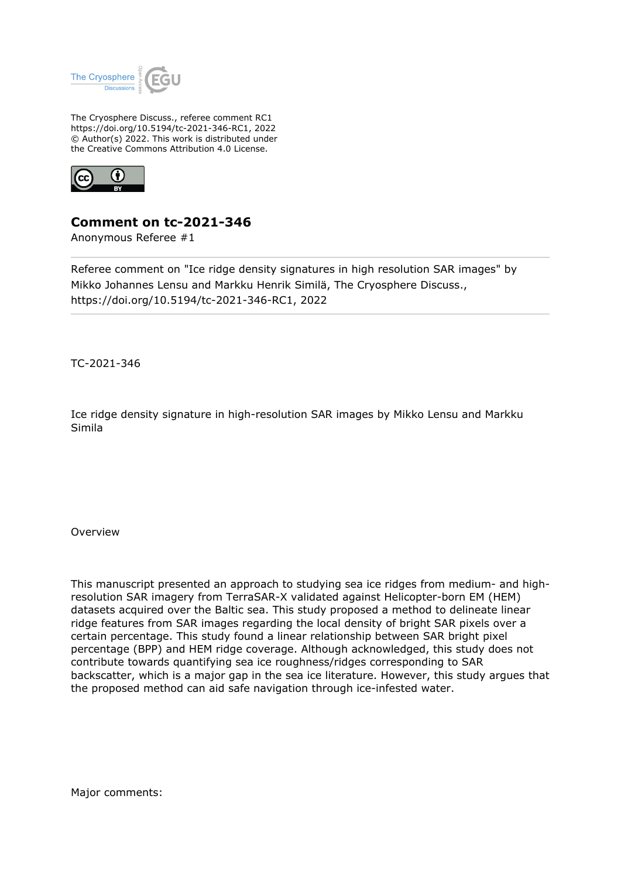The Cryosphere Discuss., referee comment RC1
https://doi.org/10.5194/tc-2021-346-RC1, 2022
© Author(s) 2022. This work is distributed under
the Creative Commons Attribution 4.0 License.

# Comment on tc-2021-346

Anonymous Referee #1

Referee comment on "Ice ridge density signatures in high resolution SAR images" by Mikko Johannes Lensu and Markku Henrik Similä, The Cryosphere Discuss., https://doi.org/10.5194/tc-2021-346-RC1, 2022

TC-2021-346

Ice ridge density signature in high-resolution SAR images by Mikko Lensu and Markku Simila

Overview

This manuscript presented an approach to studying sea ice ridges from medium- and high-resolution SAR imagery from TerraSAR-X validated against Helicopter-born EM (HEM) datasets acquired over the Baltic sea. This study proposed a method to delineate linear ridge features from SAR images regarding the local density of bright SAR pixels over a certain percentage. This study found a linear relationship between SAR bright pixel percentage (BPP) and HEM ridge coverage. Although acknowledged, this study does not contribute towards quantifying sea ice roughness/ridges corresponding to SAR backscatter, which is a major gap in the sea ice literature. However, this study argues that the proposed method can aid safe navigation through ice-infested water.

Major comments: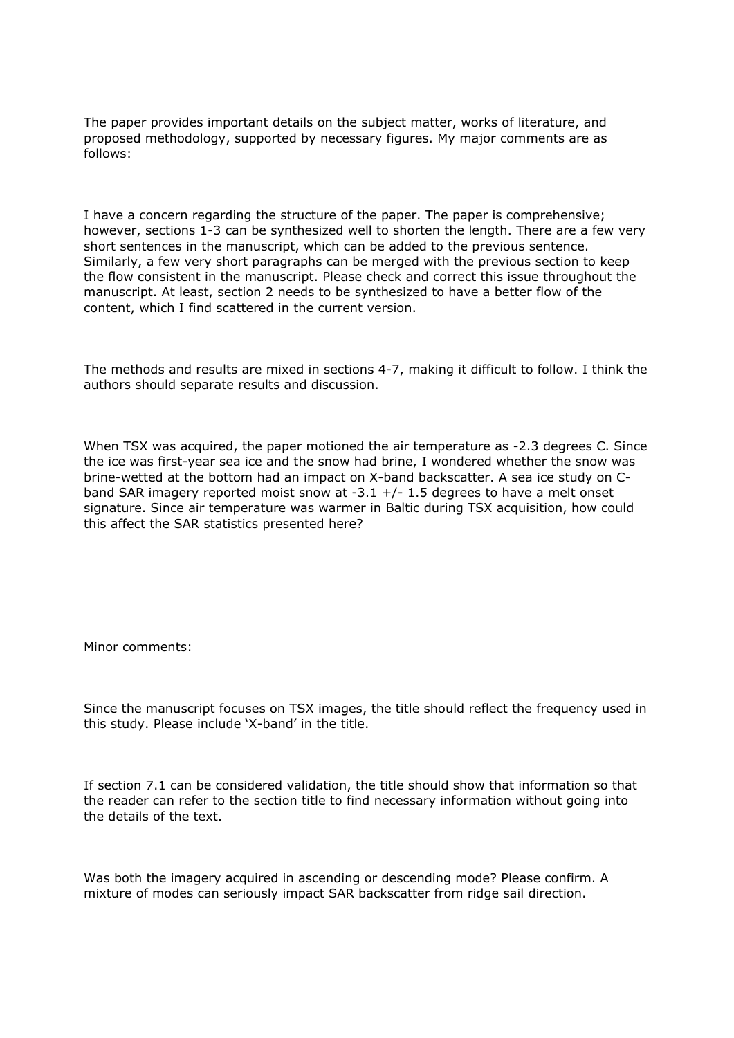The paper provides important details on the subject matter, works of literature, and proposed methodology, supported by necessary figures. My major comments are as follows:

I have a concern regarding the structure of the paper. The paper is comprehensive; however, sections 1-3 can be synthesized well to shorten the length. There are a few very short sentences in the manuscript, which can be added to the previous sentence. Similarly, a few very short paragraphs can be merged with the previous section to keep the flow consistent in the manuscript. Please check and correct this issue throughout the manuscript. At least, section 2 needs to be synthesized to have a better flow of the content, which I find scattered in the current version.

The methods and results are mixed in sections 4-7, making it difficult to follow. I think the authors should separate results and discussion.

When TSX was acquired, the paper motioned the air temperature as -2.3 degrees C. Since the ice was first-year sea ice and the snow had brine, I wondered whether the snow was brine-wetted at the bottom had an impact on X-band backscatter. A sea ice study on C-band SAR imagery reported moist snow at -3.1 +/- 1.5 degrees to have a melt onset signature. Since air temperature was warmer in Baltic during TSX acquisition, how could this affect the SAR statistics presented here?

Minor comments:

Since the manuscript focuses on TSX images, the title should reflect the frequency used in this study. Please include 'X-band' in the title.

If section 7.1 can be considered validation, the title should show that information so that the reader can refer to the section title to find necessary information without going into the details of the text.

Was both the imagery acquired in ascending or descending mode? Please confirm. A mixture of modes can seriously impact SAR backscatter from ridge sail direction.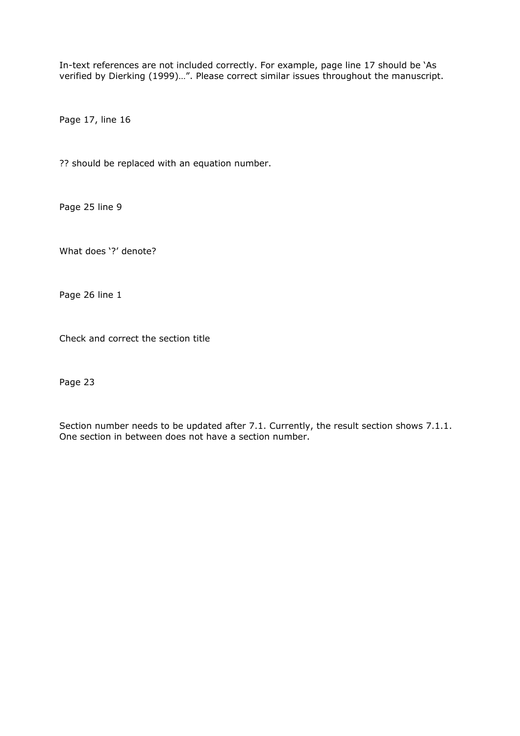In-text references are not included correctly. For example, page line 17 should be 'As verified by Dierking (1999)…". Please correct similar issues throughout the manuscript.

Page 17, line 16

?? should be replaced with an equation number.

Page 25 line 9

What does '?' denote?

Page 26 line 1

Check and correct the section title

Page 23

Section number needs to be updated after 7.1. Currently, the result section shows 7.1.1. One section in between does not have a section number.